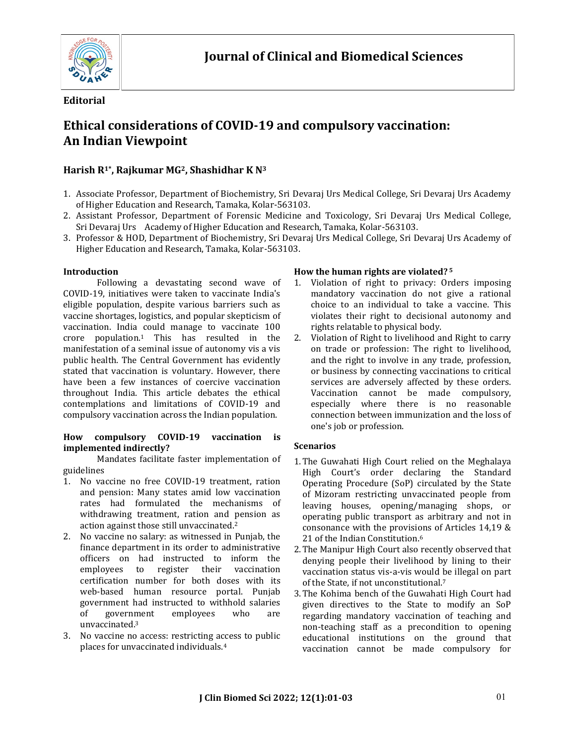# Journal of Clinical and Biomedical Sciences

**Editorial**

## Ethical considerations of COVID-19 and compulsory vaccination: An Indian Viewpoint

**Harish R[1*], Rajkumar MG[2], Shashidhar K N[3]**

1. Associate Professor, Department of Biochemistry, Sri Devaraj Urs Medical College, Sri Devaraj Urs Academy of Higher Education and Research, Tamaka, Kolar-563103.
2. Assistant Professor, Department of Forensic Medicine and Toxicology, Sri Devaraj Urs Medical College, Sri Devaraj Urs Academy of Higher Education and Research, Tamaka, Kolar-563103.
3. Professor & HOD, Department of Biochemistry, Sri Devaraj Urs Medical College, Sri Devaraj Urs Academy of Higher Education and Research, Tamaka, Kolar-563103.

### Introduction

Following a devastating second wave of COVID-19, initiatives were taken to vaccinate India's eligible population, despite various barriers such as vaccine shortages, logistics, and popular skepticism of vaccination. India could manage to vaccinate 100 crore population.[1] This has resulted in the manifestation of a seminal issue of autonomy vis a vis public health. The Central Government has evidently stated that vaccination is voluntary. However, there have been a few instances of coercive vaccination throughout India. This article debates the ethical contemplations and limitations of COVID-19 and compulsory vaccination across the Indian population.

### How compulsory COVID-19 vaccination is implemented indirectly?

Mandates facilitate faster implementation of guidelines

1. No vaccine no free COVID-19 treatment, ration and pension: Many states amid low vaccination rates had formulated the mechanisms of withdrawing treatment, ration and pension as action against those still unvaccinated.[2]
2. No vaccine no salary: as witnessed in Punjab, the finance department in its order to administrative officers on had instructed to inform the employees to register their vaccination certification number for both doses with its web-based human resource portal. Punjab government had instructed to withhold salaries of government employees who are unvaccinated.[3]
3. No vaccine no access: restricting access to public places for unvaccinated individuals.[4]

### How the human rights are violated? [5]

1. Violation of right to privacy: Orders imposing mandatory vaccination do not give a rational choice to an individual to take a vaccine. This violates their right to decisional autonomy and rights relatable to physical body.
2. Violation of Right to livelihood and Right to carry on trade or profession: The right to livelihood, and the right to involve in any trade, profession, or business by connecting vaccinations to critical services are adversely affected by these orders. Vaccination cannot be made compulsory, especially where there is no reasonable connection between immunization and the loss of one's job or profession.

### Scenarios

1. The Guwahati High Court relied on the Meghalaya High Court's order declaring the Standard Operating Procedure (SoP) circulated by the State of Mizoram restricting unvaccinated people from leaving houses, opening/managing shops, or operating public transport as arbitrary and not in consonance with the provisions of Articles 14,19 & 21 of the Indian Constitution.[6]
2. The Manipur High Court also recently observed that denying people their livelihood by lining to their vaccination status vis-a-vis would be illegal on part of the State, if not unconstitutional.[7]
3. The Kohima bench of the Guwahati High Court had given directives to the State to modify an SoP regarding mandatory vaccination of teaching and non-teaching staff as a precondition to opening educational institutions on the ground that vaccination cannot be made compulsory for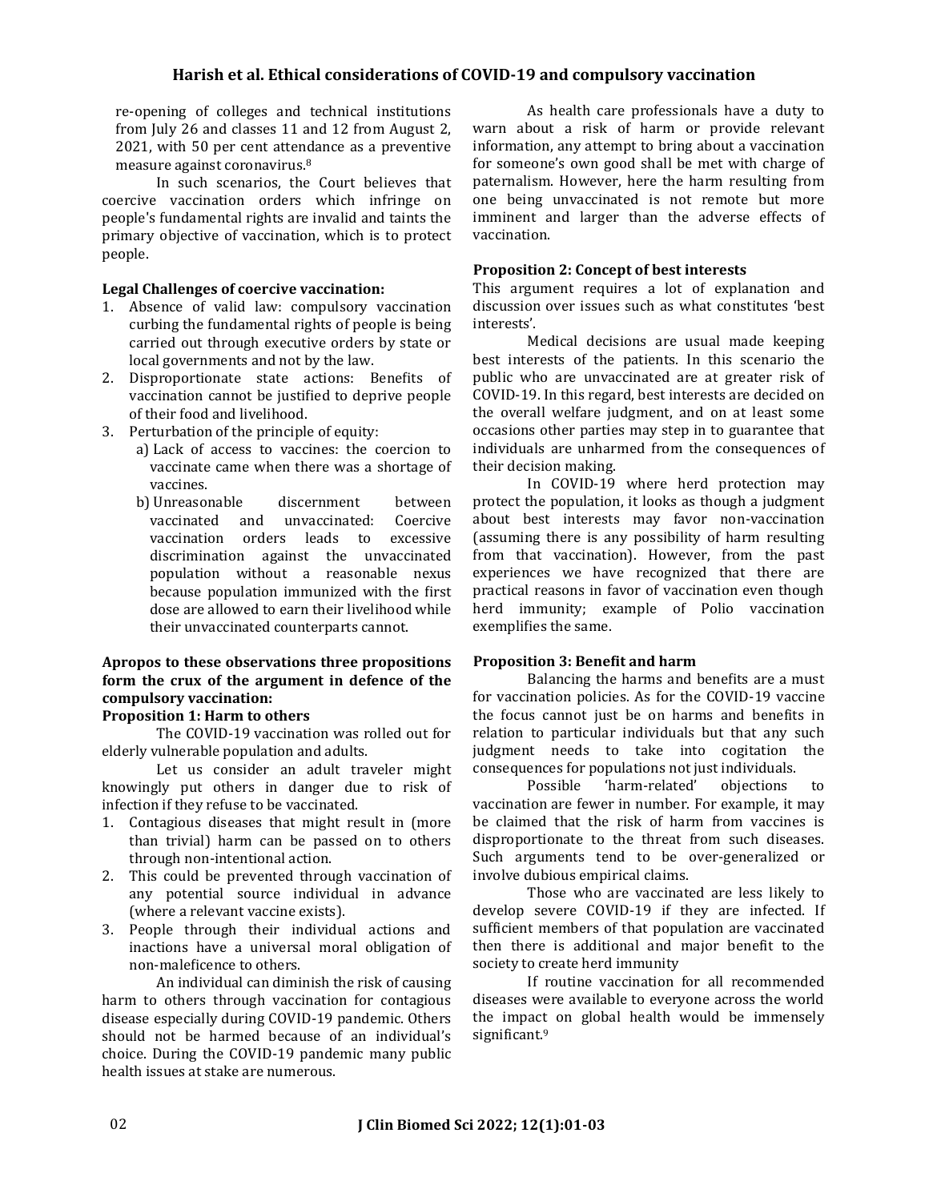re-opening of colleges and technical institutions from July 26 and classes 11 and 12 from August 2, 2021, with 50 per cent attendance as a preventive measure against coronavirus.[8]

In such scenarios, the Court believes that coercive vaccination orders which infringe on people's fundamental rights are invalid and taints the primary objective of vaccination, which is to protect people.

**Legal Challenges of coercive vaccination:**

1. Absence of valid law: compulsory vaccination curbing the fundamental rights of people is being carried out through executive orders by state or local governments and not by the law.
2. Disproportionate state actions: Benefits of vaccination cannot be justified to deprive people of their food and livelihood.
3. Perturbation of the principle of equity:
   a) Lack of access to vaccines: the coercion to vaccinate came when there was a shortage of vaccines.
   b) Unreasonable discernment between vaccinated and unvaccinated: Coercive vaccination orders leads to excessive discrimination against the unvaccinated population without a reasonable nexus because population immunized with the first dose are allowed to earn their livelihood while their unvaccinated counterparts cannot.

**Apropos to these observations three propositions form the crux of the argument in defence of the compulsory vaccination:**

**Proposition 1: Harm to others**

The COVID-19 vaccination was rolled out for elderly vulnerable population and adults.

Let us consider an adult traveler might knowingly put others in danger due to risk of infection if they refuse to be vaccinated.

1. Contagious diseases that might result in (more than trivial) harm can be passed on to others through non-intentional action.
2. This could be prevented through vaccination of any potential source individual in advance (where a relevant vaccine exists).
3. People through their individual actions and inactions have a universal moral obligation of non-maleficence to others.

An individual can diminish the risk of causing harm to others through vaccination for contagious disease especially during COVID-19 pandemic. Others should not be harmed because of an individual's choice. During the COVID-19 pandemic many public health issues at stake are numerous.

As health care professionals have a duty to warn about a risk of harm or provide relevant information, any attempt to bring about a vaccination for someone's own good shall be met with charge of paternalism. However, here the harm resulting from one being unvaccinated is not remote but more imminent and larger than the adverse effects of vaccination.

**Proposition 2: Concept of best interests**

This argument requires a lot of explanation and discussion over issues such as what constitutes 'best interests'.

Medical decisions are usual made keeping best interests of the patients. In this scenario the public who are unvaccinated are at greater risk of COVID-19. In this regard, best interests are decided on the overall welfare judgment, and on at least some occasions other parties may step in to guarantee that individuals are unharmed from the consequences of their decision making.

In COVID-19 where herd protection may protect the population, it looks as though a judgment about best interests may favor non-vaccination (assuming there is any possibility of harm resulting from that vaccination). However, from the past experiences we have recognized that there are practical reasons in favor of vaccination even though herd immunity; example of Polio vaccination exemplifies the same.

**Proposition 3: Benefit and harm**

Balancing the harms and benefits are a must for vaccination policies. As for the COVID-19 vaccine the focus cannot just be on harms and benefits in relation to particular individuals but that any such judgment needs to take into cogitation the consequences for populations not just individuals.

Possible 'harm-related' objections to vaccination are fewer in number. For example, it may be claimed that the risk of harm from vaccines is disproportionate to the threat from such diseases. Such arguments tend to be over-generalized or involve dubious empirical claims.

Those who are vaccinated are less likely to develop severe COVID-19 if they are infected. If sufficient members of that population are vaccinated then there is additional and major benefit to the society to create herd immunity

If routine vaccination for all recommended diseases were available to everyone across the world the impact on global health would be immensely significant.[9]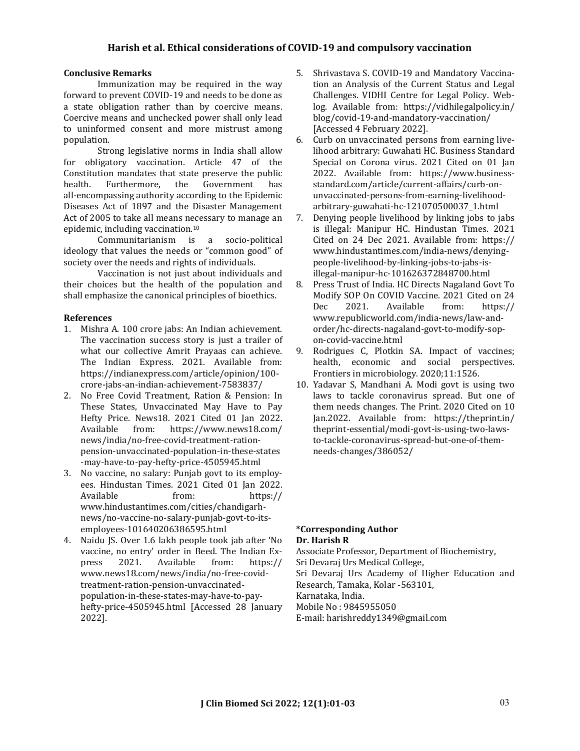### Conclusive Remarks

Immunization may be required in the way forward to prevent COVID-19 and needs to be done as a state obligation rather than by coercive means. Coercive means and unchecked power shall only lead to uninformed consent and more mistrust among population.

Strong legislative norms in India shall allow for obligatory vaccination. Article 47 of the Constitution mandates that state preserve the public health. Furthermore, the Government has all-encompassing authority according to the Epidemic Diseases Act of 1897 and the Disaster Management Act of 2005 to take all means necessary to manage an epidemic, including vaccination.[10]

Communitarianism is a socio-political ideology that values the needs or "common good" of society over the needs and rights of individuals.

Vaccination is not just about individuals and their choices but the health of the population and shall emphasize the canonical principles of bioethics.

### References

1. Mishra A. 100 crore jabs: An Indian achievement. The vaccination success story is just a trailer of what our collective Amrit Prayaas can achieve. The Indian Express. 2021. Available from: https://indianexpress.com/article/opinion/100-crore-jabs-an-indian-achievement-7583837/
2. No Free Covid Treatment, Ration & Pension: In These States, Unvaccinated May Have to Pay Hefty Price. News18. 2021 Cited 01 Jan 2022. Available from: https://www.news18.com/news/india/no-free-covid-treatment-ration-pension-unvaccinated-population-in-these-states-may-have-to-pay-hefty-price-4505945.html
3. No vaccine, no salary: Punjab govt to its employees. Hindustan Times. 2021 Cited 01 Jan 2022. Available from: https://www.hindustantimes.com/cities/chandigarh-news/no-vaccine-no-salary-punjab-govt-to-its-employees-101640206386595.html
4. Naidu JS. Over 1.6 lakh people took jab after 'No vaccine, no entry' order in Beed. The Indian Express 2021. Available from: https://www.news18.com/news/india/no-free-covid-treatment-ration-pension-unvaccinated-population-in-these-states-may-have-to-pay-hefty-price-4505945.html [Accessed 28 January 2022].
5. Shrivastava S. COVID-19 and Mandatory Vaccination an Analysis of the Current Status and Legal Challenges. VIDHI Centre for Legal Policy. Weblog. Available from: https://vidhilegalpolicy.in/blog/covid-19-and-mandatory-vaccination/ [Accessed 4 February 2022].
6. Curb on unvaccinated persons from earning livelihood arbitrary: Guwahati HC. Business Standard Special on Corona virus. 2021 Cited on 01 Jan 2022. Available from: https://www.business-standard.com/article/current-affairs/curb-on-unvaccinated-persons-from-earning-livelihood-arbitrary-guwahati-hc-121070500037_1.html
7. Denying people livelihood by linking jobs to jabs is illegal: Manipur HC. Hindustan Times. 2021 Cited on 24 Dec 2021. Available from: https://www.hindustantimes.com/india-news/denying-people-livelihood-by-linking-jobs-to-jabs-is-illegal-manipur-hc-101626372848700.html
8. Press Trust of India. HC Directs Nagaland Govt To Modify SOP On COVID Vaccine. 2021 Cited on 24 Dec 2021. Available from: https://www.republicworld.com/india-news/law-and-order/hc-directs-nagaland-govt-to-modify-sop-on-covid-vaccine.html
9. Rodrigues C, Plotkin SA. Impact of vaccines; health, economic and social perspectives. Frontiers in microbiology. 2020;11:1526.
10. Yadavar S, Mandhani A. Modi govt is using two laws to tackle coronavirus spread. But one of them needs changes. The Print. 2020 Cited on 10 Jan.2022. Available from: https://theprint.in/theprint-essential/modi-govt-is-using-two-laws-to-tackle-coronavirus-spread-but-one-of-them-needs-changes/386052/

**\*Corresponding Author**
**Dr. Harish R**
Associate Professor, Department of Biochemistry,
Sri Devaraj Urs Medical College,
Sri Devaraj Urs Academy of Higher Education and Research, Tamaka, Kolar -563101,
Karnataka, India.
Mobile No : 9845955050
E-mail: harishreddy1349@gmail.com